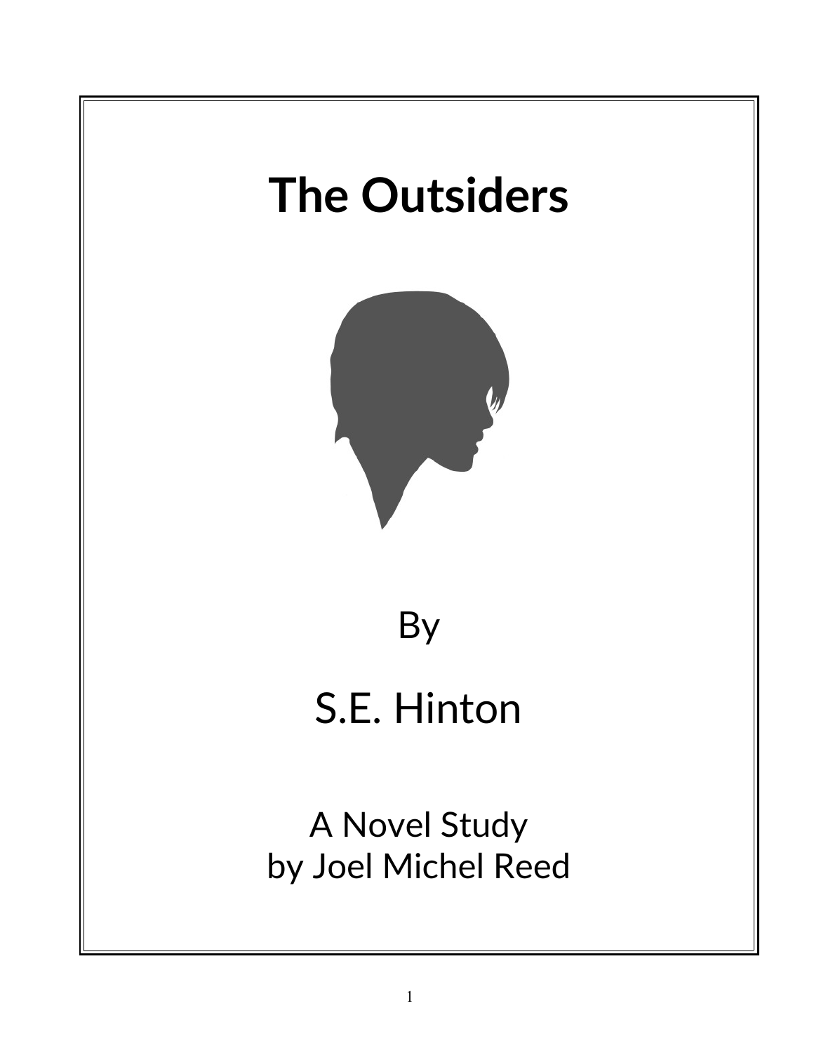# The Outsiders

By

S.E. Hinton

A Novel Study
by Joel Michel Reed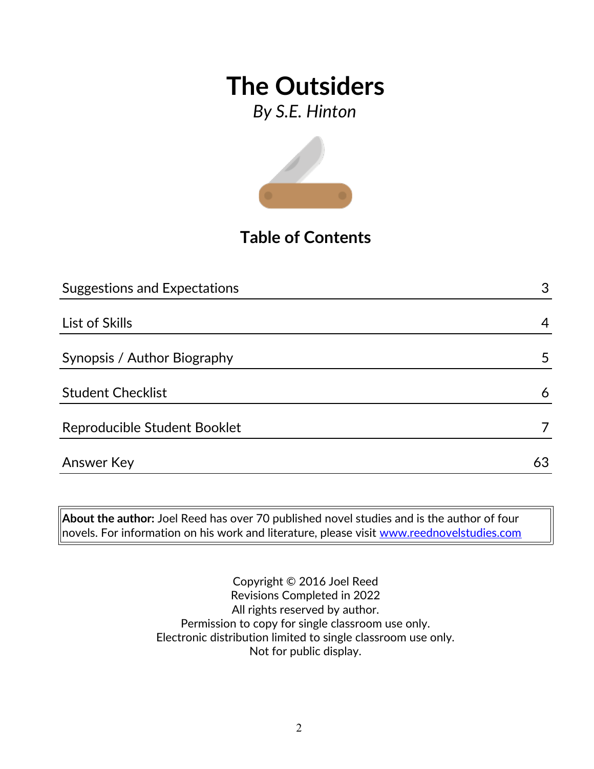# The Outsiders

*By S.E. Hinton*

## Table of Contents

| Section | Page |
|---|---|
| Suggestions and Expectations | 3 |
| List of Skills | 4 |
| Synopsis / Author Biography | 5 |
| Student Checklist | 6 |
| Reproducible Student Booklet | 7 |
| Answer Key | 63 |

**About the author:** Joel Reed has over 70 published novel studies and is the author of four novels. For information on his work and literature, please visit www.reednovelstudies.com

Copyright © 2016 Joel Reed
Revisions Completed in 2022
All rights reserved by author.
Permission to copy for single classroom use only.
Electronic distribution limited to single classroom use only.
Not for public display.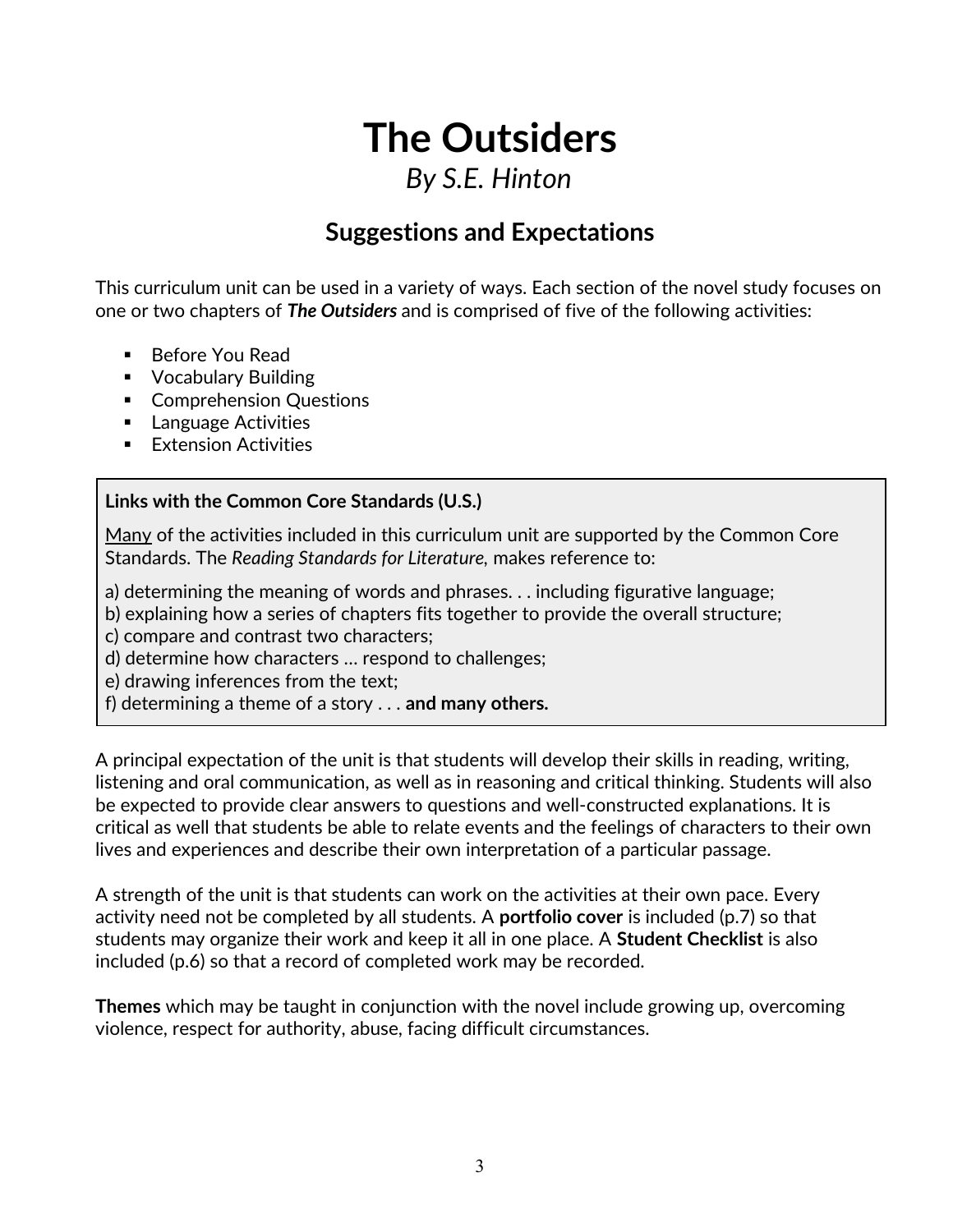# The Outsiders

*By S.E. Hinton*

## Suggestions and Expectations

This curriculum unit can be used in a variety of ways. Each section of the novel study focuses on one or two chapters of ***The Outsiders*** and is comprised of five of the following activities:

- Before You Read
- Vocabulary Building
- Comprehension Questions
- Language Activities
- Extension Activities

**Links with the Common Core Standards (U.S.)**

<u>Many</u> of the activities included in this curriculum unit are supported by the Common Core Standards. The *Reading Standards for Literature*, makes reference to:

a) determining the meaning of words and phrases. . . including figurative language;
b) explaining how a series of chapters fits together to provide the overall structure;
c) compare and contrast two characters;
d) determine how characters … respond to challenges;
e) drawing inferences from the text;
f) determining a theme of a story . . . **and many others.**

A principal expectation of the unit is that students will develop their skills in reading, writing, listening and oral communication, as well as in reasoning and critical thinking. Students will also be expected to provide clear answers to questions and well-constructed explanations. It is critical as well that students be able to relate events and the feelings of characters to their own lives and experiences and describe their own interpretation of a particular passage.

A strength of the unit is that students can work on the activities at their own pace. Every activity need not be completed by all students. A **portfolio cover** is included (p.7) so that students may organize their work and keep it all in one place. A **Student Checklist** is also included (p.6) so that a record of completed work may be recorded.

**Themes** which may be taught in conjunction with the novel include growing up, overcoming violence, respect for authority, abuse, facing difficult circumstances.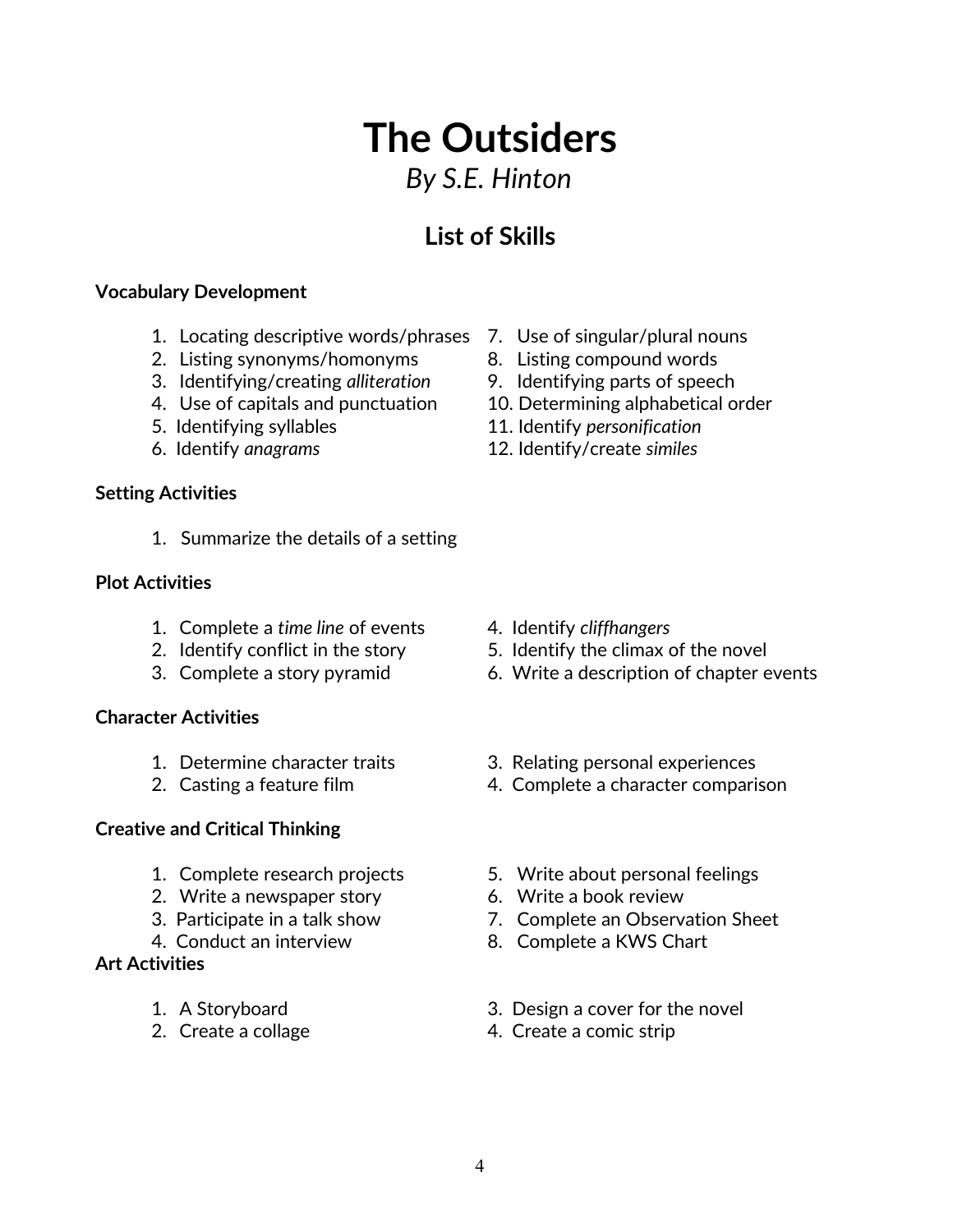# The Outsiders

*By S.E. Hinton*

## List of Skills

**Vocabulary Development**

1. Locating descriptive words/phrases
2. Listing synonyms/homonyms
3. Identifying/creating *alliteration*
4. Use of capitals and punctuation
5. Identifying syllables
6. Identify *anagrams*
7. Use of singular/plural nouns
8. Listing compound words
9. Identifying parts of speech
10. Determining alphabetical order
11. Identify *personification*
12. Identify/create *similes*

**Setting Activities**

1. Summarize the details of a setting

**Plot Activities**

1. Complete a *time line* of events
2. Identify conflict in the story
3. Complete a story pyramid
4. Identify *cliffhangers*
5. Identify the climax of the novel
6. Write a description of chapter events

**Character Activities**

1. Determine character traits
2. Casting a feature film
3. Relating personal experiences
4. Complete a character comparison

**Creative and Critical Thinking**

1. Complete research projects
2. Write a newspaper story
3. Participate in a talk show
4. Conduct an interview
5. Write about personal feelings
6. Write a book review
7. Complete an Observation Sheet
8. Complete a KWS Chart

**Art Activities**

1. A Storyboard
2. Create a collage
3. Design a cover for the novel
4. Create a comic strip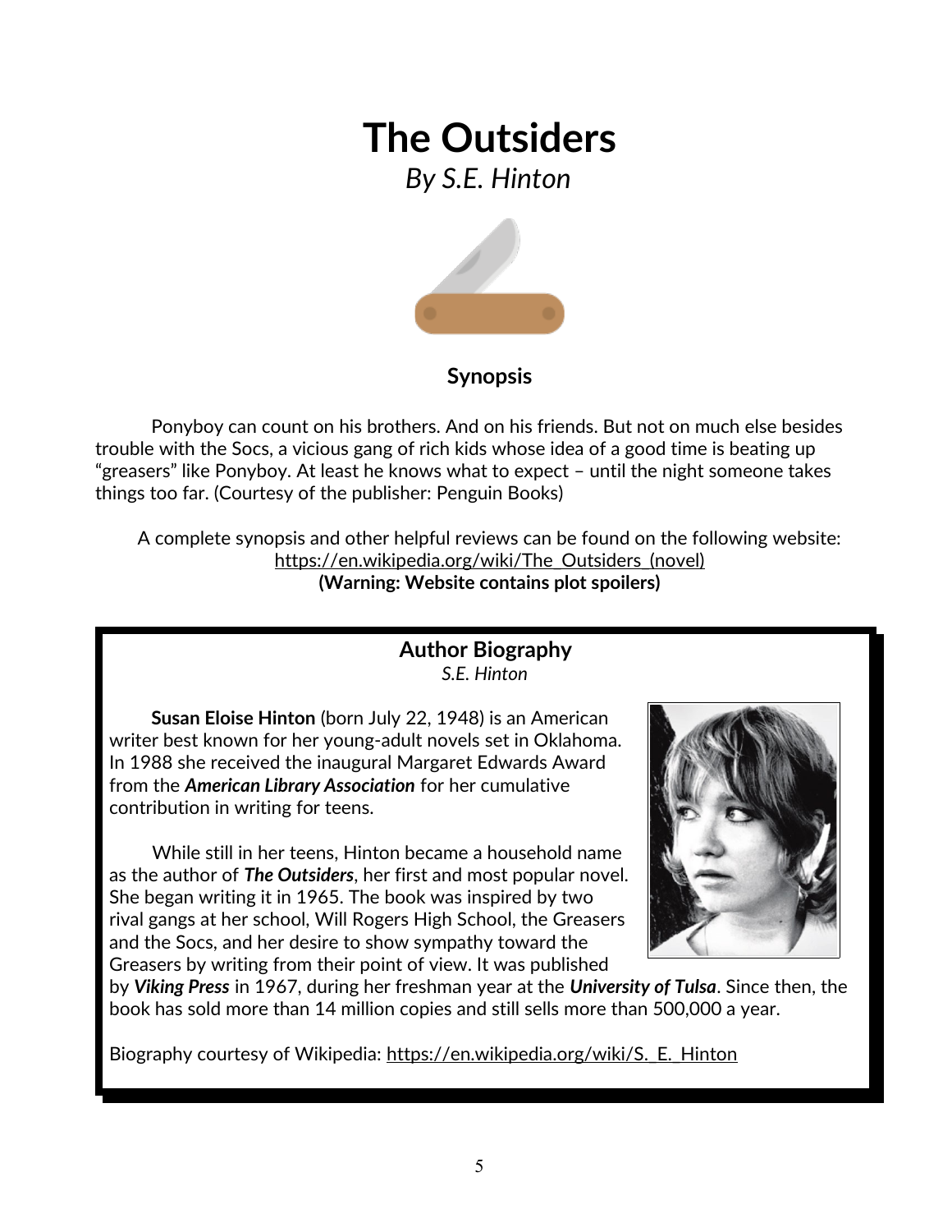# The Outsiders

*By S.E. Hinton*

### Synopsis

Ponyboy can count on his brothers. And on his friends. But not on much else besides trouble with the Socs, a vicious gang of rich kids whose idea of a good time is beating up "greasers" like Ponyboy. At least he knows what to expect – until the night someone takes things too far. (Courtesy of the publisher: Penguin Books)

A complete synopsis and other helpful reviews can be found on the following website: https://en.wikipedia.org/wiki/The_Outsiders_(novel)
**(Warning: Website contains plot spoilers)**

### Author Biography

*S.E. Hinton*

**Susan Eloise Hinton** (born July 22, 1948) is an American writer best known for her young-adult novels set in Oklahoma. In 1988 she received the inaugural Margaret Edwards Award from the ***American Library Association*** for her cumulative contribution in writing for teens.

While still in her teens, Hinton became a household name as the author of ***The Outsiders***, her first and most popular novel. She began writing it in 1965. The book was inspired by two rival gangs at her school, Will Rogers High School, the Greasers and the Socs, and her desire to show sympathy toward the Greasers by writing from their point of view. It was published by ***Viking Press*** in 1967, during her freshman year at the ***University of Tulsa***. Since then, the book has sold more than 14 million copies and still sells more than 500,000 a year.

Biography courtesy of Wikipedia: https://en.wikipedia.org/wiki/S._E._Hinton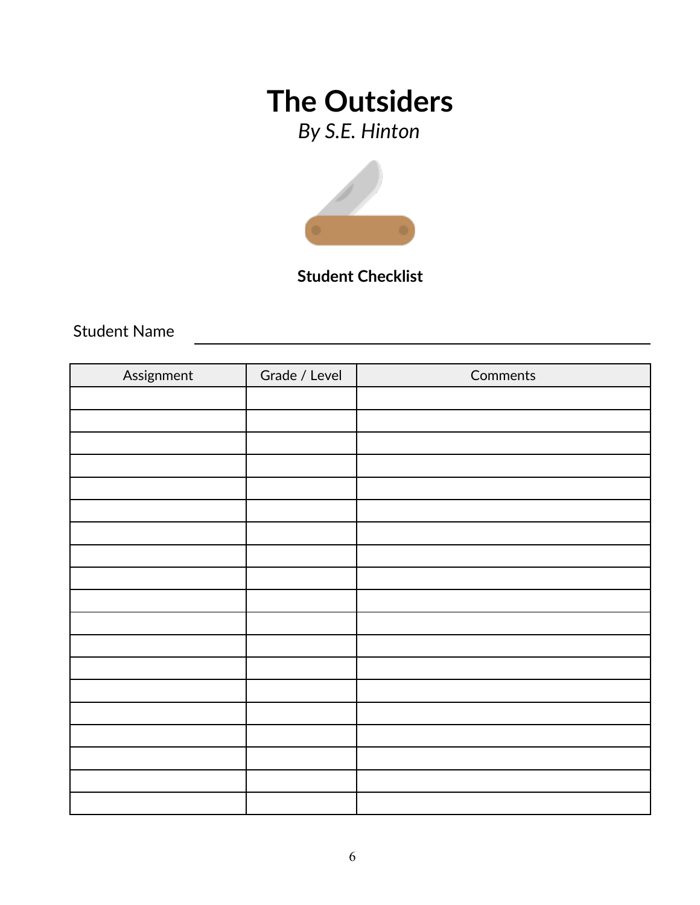# The Outsiders

*By S.E. Hinton*

**Student Checklist**

Student Name ______________________________

| Assignment | Grade / Level | Comments |
|---|---|---|
| | | |
| | | |
| | | |
| | | |
| | | |
| | | |
| | | |
| | | |
| | | |
| | | |
| | | |
| | | |
| | | |
| | | |
| | | |
| | | |
| | | |
| | | |
| | | |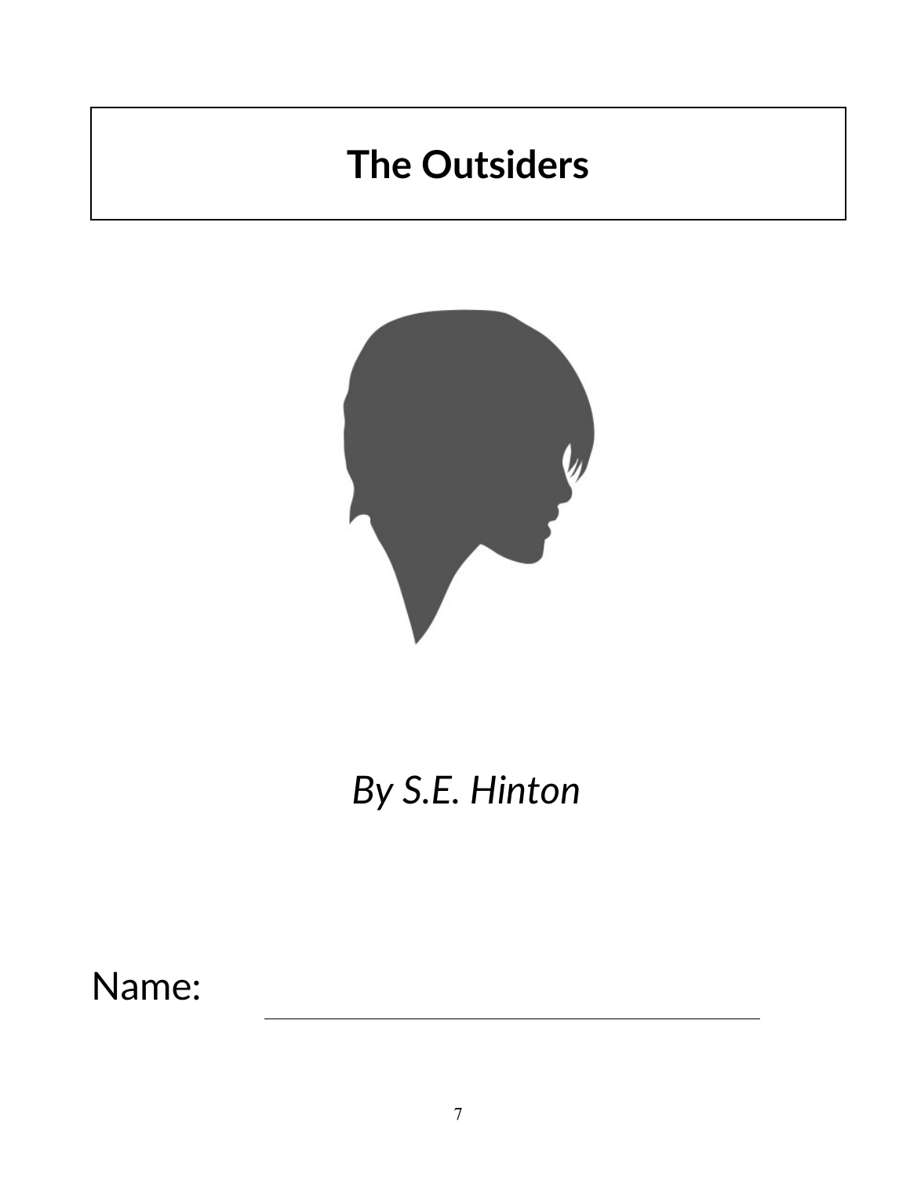# The Outsiders

*By S.E. Hinton*

Name: ______________________________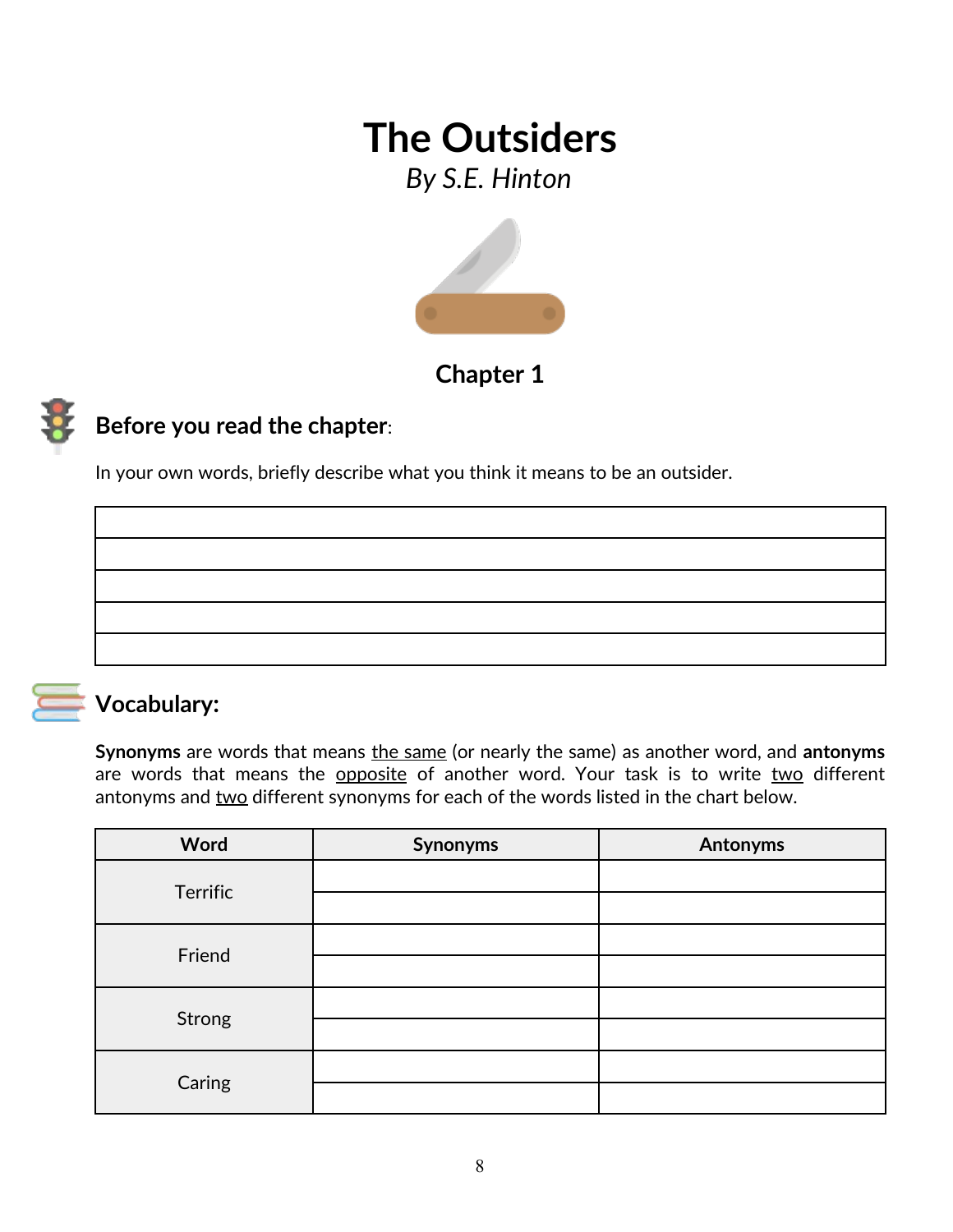# The Outsiders

*By S.E. Hinton*

## Chapter 1

### Before you read the chapter:

In your own words, briefly describe what you think it means to be an outsider.

| |
|---|
| |
| |
| |
| |
| |

### Vocabulary:

**Synonyms** are words that means the same (or nearly the same) as another word, and **antonyms** are words that means the opposite of another word. Your task is to write two different antonyms and two different synonyms for each of the words listed in the chart below.

| Word | Synonyms | Antonyms |
|---|---|---|
| Terrific | | |
| | | |
| Friend | | |
| | | |
| Strong | | |
| | | |
| Caring | | |
| | | |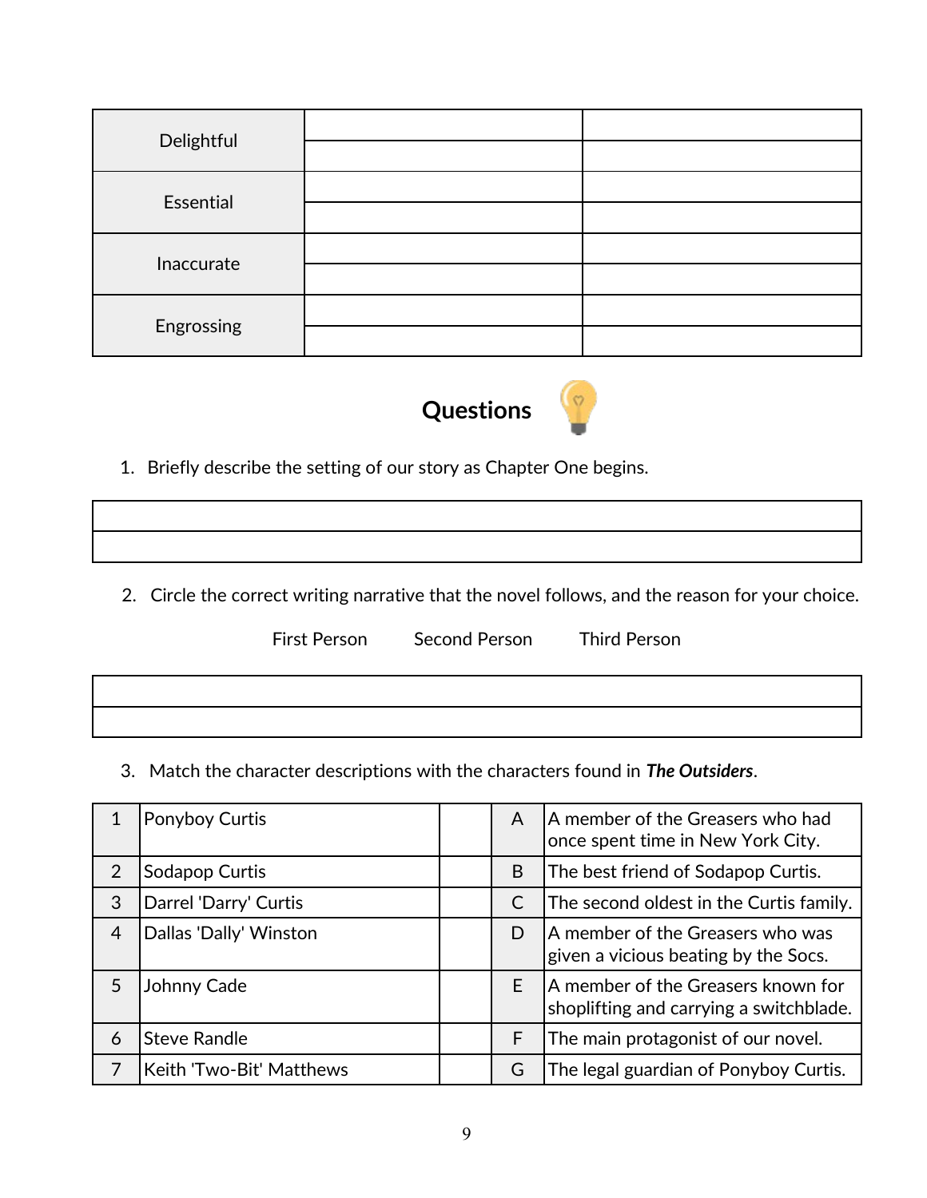| | | |
|---|---|---|
| Delightful | | |
| | | |
| Essential | | |
| | | |
| Inaccurate | | |
| | | |
| Engrossing | | |
| | | |

## Questions

1. Briefly describe the setting of our story as Chapter One begins.

| |
|---|
| |
| |

2. Circle the correct writing narrative that the novel follows, and the reason for your choice.

First Person          Second Person          Third Person

| |
|---|
| |
| |

3. Match the character descriptions with the characters found in ***The Outsiders***.

| | | | | |
|---|---|---|---|---|
| 1 | Ponyboy Curtis | | A | A member of the Greasers who had once spent time in New York City. |
| 2 | Sodapop Curtis | | B | The best friend of Sodapop Curtis. |
| 3 | Darrel 'Darry' Curtis | | C | The second oldest in the Curtis family. |
| 4 | Dallas 'Dally' Winston | | D | A member of the Greasers who was given a vicious beating by the Socs. |
| 5 | Johnny Cade | | E | A member of the Greasers known for shoplifting and carrying a switchblade. |
| 6 | Steve Randle | | F | The main protagonist of our novel. |
| 7 | Keith 'Two-Bit' Matthews | | G | The legal guardian of Ponyboy Curtis. |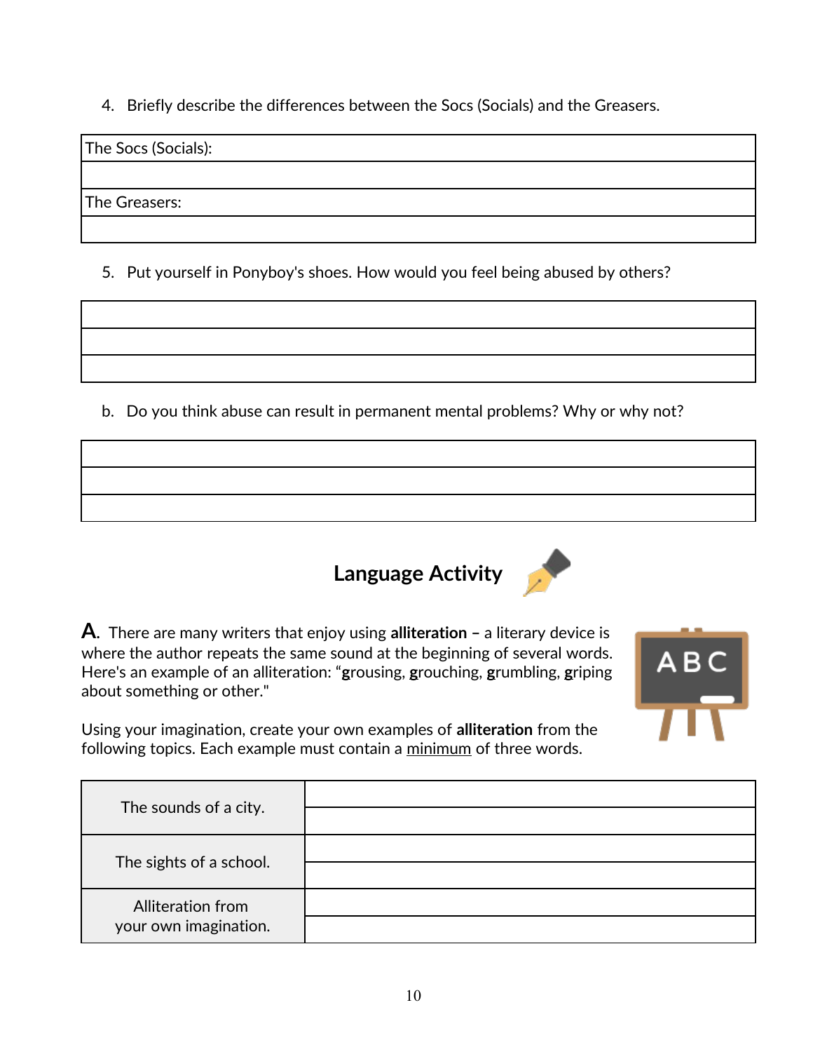4. Briefly describe the differences between the Socs (Socials) and the Greasers.

| The Socs (Socials): |
|---|
| |
| The Greasers: |
| |

5. Put yourself in Ponyboy's shoes. How would you feel being abused by others?

| |
|---|
| |
| |

b. Do you think abuse can result in permanent mental problems? Why or why not?

| |
|---|
| |
| |

## Language Activity

**A.** There are many writers that enjoy using **alliteration –** a literary device is where the author repeats the same sound at the beginning of several words. Here's an example of an alliteration: "**g**rousing, **g**rouching, **g**rumbling, **g**riping about something or other."

Using your imagination, create your own examples of **alliteration** from the following topics. Each example must contain a <u>minimum</u> of three words.

| | |
|---|---|
| The sounds of a city. | |
| | |
| The sights of a school. | |
| | |
| Alliteration from your own imagination. | |
| | |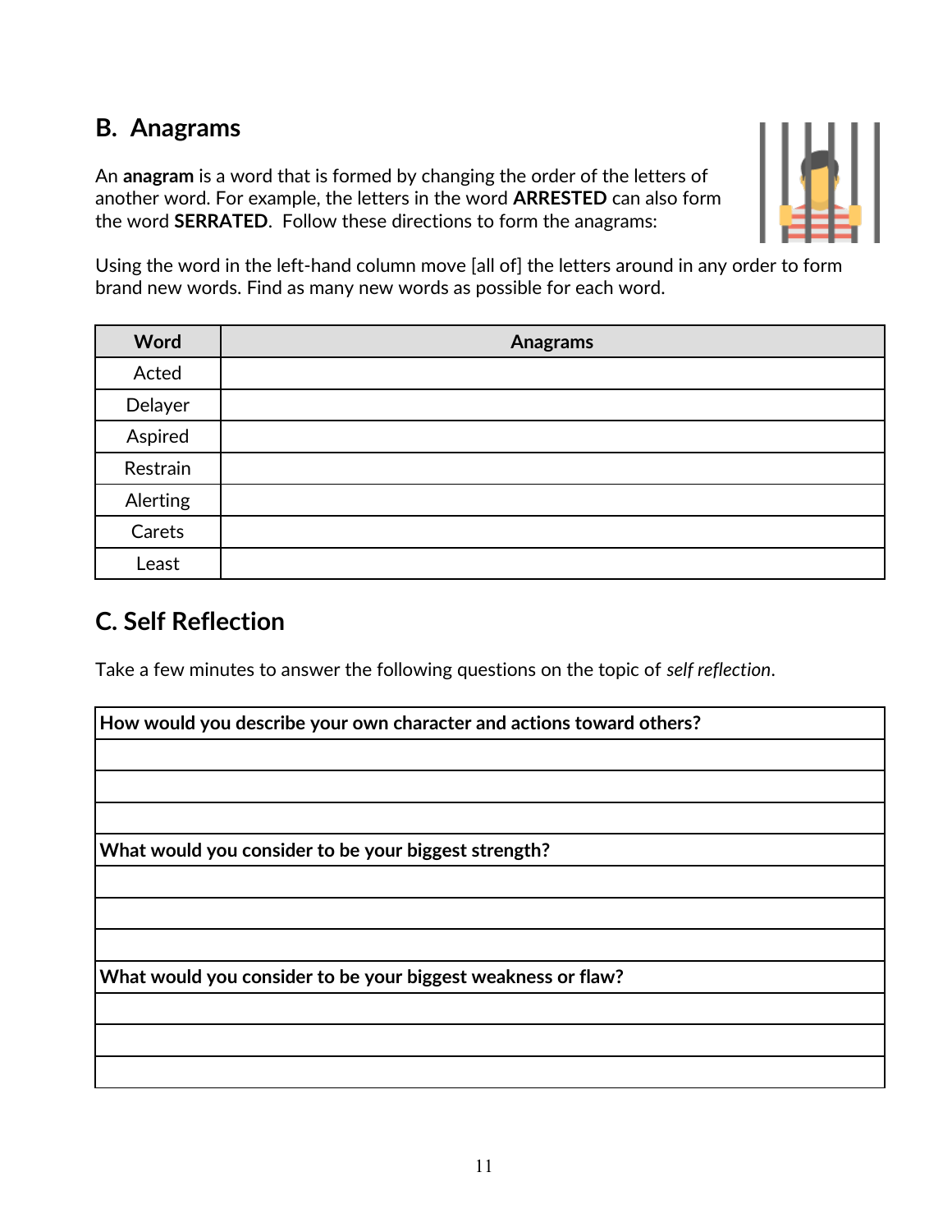## B. Anagrams

An **anagram** is a word that is formed by changing the order of the letters of another word. For example, the letters in the word **ARRESTED** can also form the word **SERRATED**. Follow these directions to form the anagrams:

Using the word in the left-hand column move [all of] the letters around in any order to form brand new words. Find as many new words as possible for each word.

| Word | Anagrams |
| --- | --- |
| Acted | |
| Delayer | |
| Aspired | |
| Restrain | |
| Alerting | |
| Carets | |
| Least | |

## C. Self Reflection

Take a few minutes to answer the following questions on the topic of *self reflection*.

| **How would you describe your own character and actions toward others?** |
| --- |
| |
| |
| |
| **What would you consider to be your biggest strength?** |
| |
| |
| |
| **What would you consider to be your biggest weakness or flaw?** |
| |
| |
| |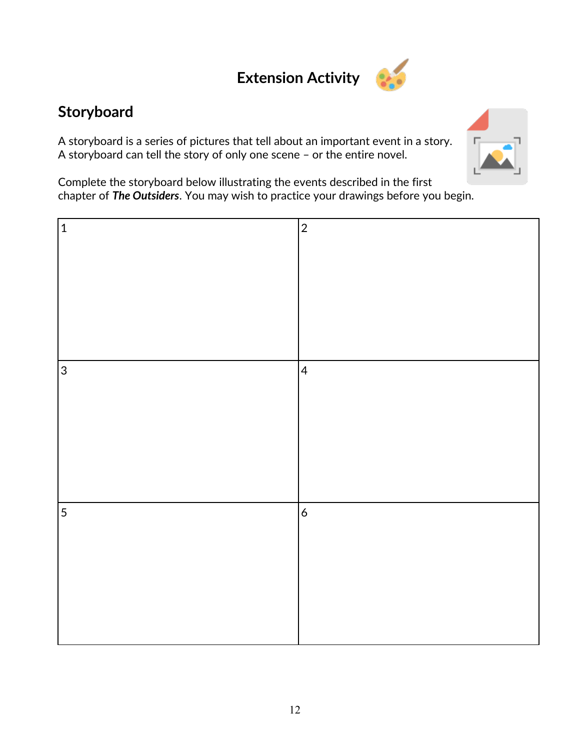# Extension Activity

## Storyboard

A storyboard is a series of pictures that tell about an important event in a story. A storyboard can tell the story of only one scene – or the entire novel.

Complete the storyboard below illustrating the events described in the first chapter of ***The Outsiders***. You may wish to practice your drawings before you begin.

| | |
|---|---|
| 1 | 2 |
| 3 | 4 |
| 5 | 6 |